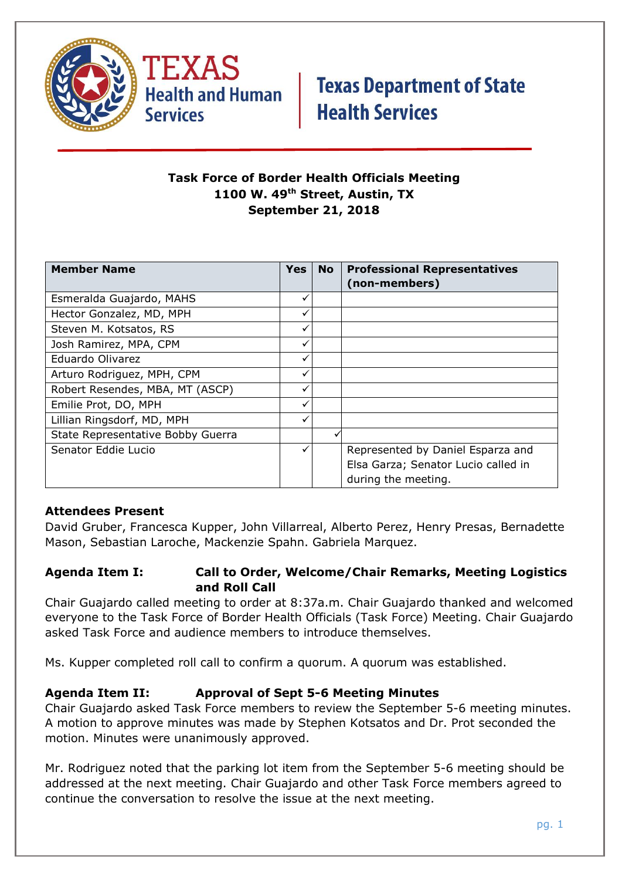Texas Health and Human Services | Texas Department of State Health Services

**Task Force of Border Health Officials Meeting**
**1100 W. 49th Street, Austin, TX**
**September 21, 2018**

| Member Name | Yes | No | Professional Representatives (non-members) |
|---|---|---|---|
| Esmeralda Guajardo, MAHS | ✓ | | |
| Hector Gonzalez, MD, MPH | ✓ | | |
| Steven M. Kotsatos, RS | ✓ | | |
| Josh Ramirez, MPA, CPM | ✓ | | |
| Eduardo Olivarez | ✓ | | |
| Arturo Rodriguez, MPH, CPM | ✓ | | |
| Robert Resendes, MBA, MT (ASCP) | ✓ | | |
| Emilie Prot, DO, MPH | ✓ | | |
| Lillian Ringsdorf, MD, MPH | ✓ | | |
| State Representative Bobby Guerra | | ✓ | |
| Senator Eddie Lucio | ✓ | | Represented by Daniel Esparza and Elsa Garza; Senator Lucio called in during the meeting. |

**Attendees Present**
David Gruber, Francesca Kupper, John Villarreal, Alberto Perez, Henry Presas, Bernadette Mason, Sebastian Laroche, Mackenzie Spahn. Gabriela Marquez.

**Agenda Item I: Call to Order, Welcome/Chair Remarks, Meeting Logistics and Roll Call**
Chair Guajardo called meeting to order at 8:37a.m. Chair Guajardo thanked and welcomed everyone to the Task Force of Border Health Officials (Task Force) Meeting. Chair Guajardo asked Task Force and audience members to introduce themselves.

Ms. Kupper completed roll call to confirm a quorum. A quorum was established.

**Agenda Item II: Approval of Sept 5-6 Meeting Minutes**
Chair Guajardo asked Task Force members to review the September 5-6 meeting minutes. A motion to approve minutes was made by Stephen Kotsatos and Dr. Prot seconded the motion. Minutes were unanimously approved.

Mr. Rodriguez noted that the parking lot item from the September 5-6 meeting should be addressed at the next meeting. Chair Guajardo and other Task Force members agreed to continue the conversation to resolve the issue at the next meeting.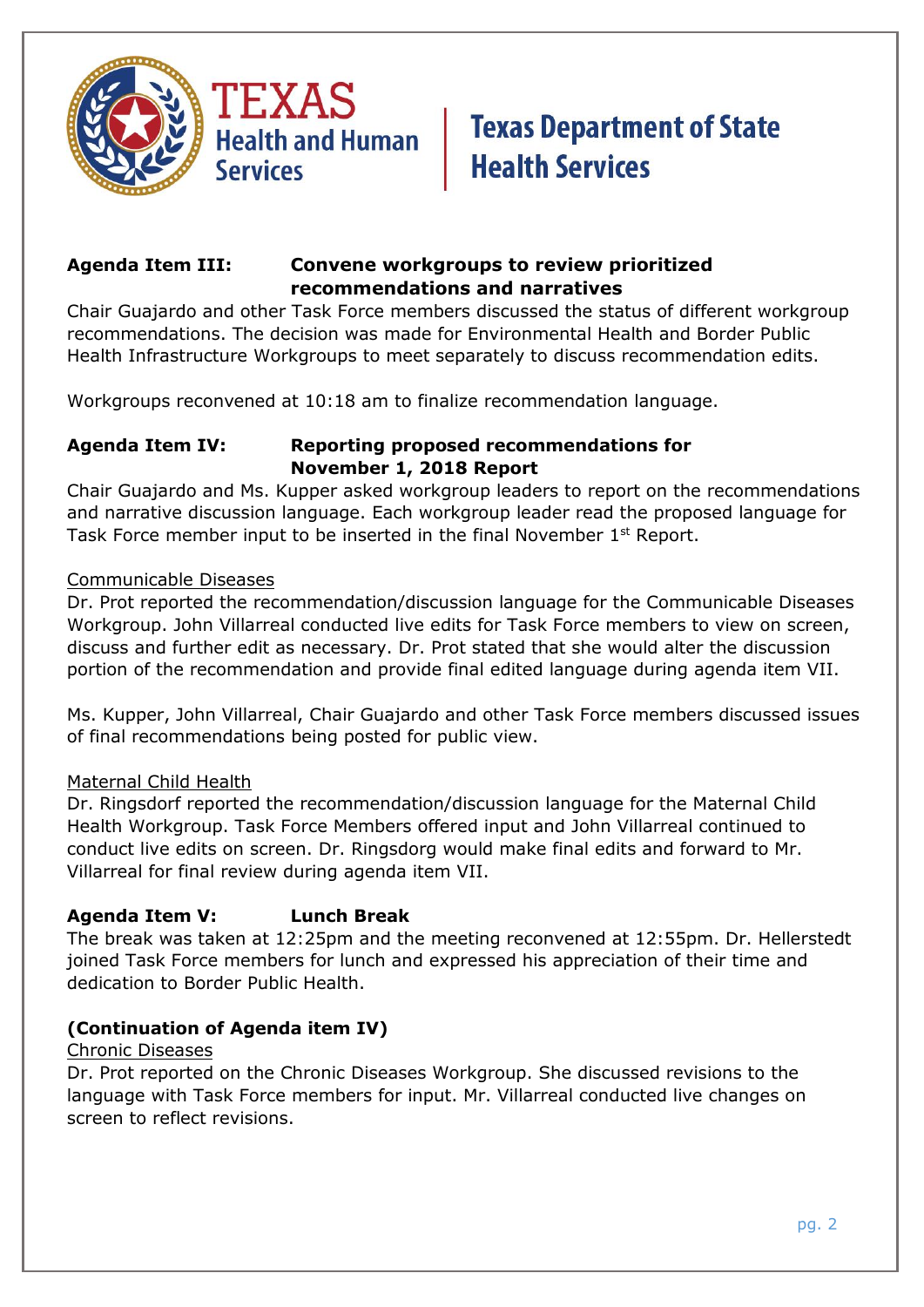**Agenda Item III: Convene workgroups to review prioritized recommendations and narratives**

Chair Guajardo and other Task Force members discussed the status of different workgroup recommendations. The decision was made for Environmental Health and Border Public Health Infrastructure Workgroups to meet separately to discuss recommendation edits.

Workgroups reconvened at 10:18 am to finalize recommendation language.

**Agenda Item IV: Reporting proposed recommendations for November 1, 2018 Report**

Chair Guajardo and Ms. Kupper asked workgroup leaders to report on the recommendations and narrative discussion language. Each workgroup leader read the proposed language for Task Force member input to be inserted in the final November 1st Report.

Communicable Diseases

Dr. Prot reported the recommendation/discussion language for the Communicable Diseases Workgroup. John Villarreal conducted live edits for Task Force members to view on screen, discuss and further edit as necessary. Dr. Prot stated that she would alter the discussion portion of the recommendation and provide final edited language during agenda item VII.

Ms. Kupper, John Villarreal, Chair Guajardo and other Task Force members discussed issues of final recommendations being posted for public view.

Maternal Child Health

Dr. Ringsdorf reported the recommendation/discussion language for the Maternal Child Health Workgroup. Task Force Members offered input and John Villarreal continued to conduct live edits on screen. Dr. Ringsdorg would make final edits and forward to Mr. Villarreal for final review during agenda item VII.

**Agenda Item V: Lunch Break**

The break was taken at 12:25pm and the meeting reconvened at 12:55pm. Dr. Hellerstedt joined Task Force members for lunch and expressed his appreciation of their time and dedication to Border Public Health.

**(Continuation of Agenda item IV)**

Chronic Diseases

Dr. Prot reported on the Chronic Diseases Workgroup. She discussed revisions to the language with Task Force members for input. Mr. Villarreal conducted live changes on screen to reflect revisions.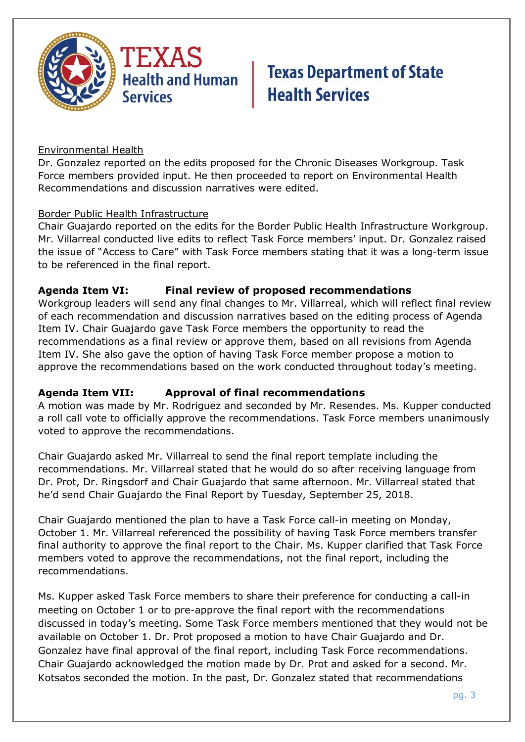Environmental Health

Dr. Gonzalez reported on the edits proposed for the Chronic Diseases Workgroup. Task Force members provided input. He then proceeded to report on Environmental Health Recommendations and discussion narratives were edited.

Border Public Health Infrastructure

Chair Guajardo reported on the edits for the Border Public Health Infrastructure Workgroup. Mr. Villarreal conducted live edits to reflect Task Force members' input. Dr. Gonzalez raised the issue of "Access to Care" with Task Force members stating that it was a long-term issue to be referenced in the final report.

**Agenda Item VI: Final review of proposed recommendations**

Workgroup leaders will send any final changes to Mr. Villarreal, which will reflect final review of each recommendation and discussion narratives based on the editing process of Agenda Item IV. Chair Guajardo gave Task Force members the opportunity to read the recommendations as a final review or approve them, based on all revisions from Agenda Item IV. She also gave the option of having Task Force member propose a motion to approve the recommendations based on the work conducted throughout today's meeting.

**Agenda Item VII: Approval of final recommendations**

A motion was made by Mr. Rodriguez and seconded by Mr. Resendes. Ms. Kupper conducted a roll call vote to officially approve the recommendations. Task Force members unanimously voted to approve the recommendations.

Chair Guajardo asked Mr. Villarreal to send the final report template including the recommendations. Mr. Villarreal stated that he would do so after receiving language from Dr. Prot, Dr. Ringsdorf and Chair Guajardo that same afternoon. Mr. Villarreal stated that he'd send Chair Guajardo the Final Report by Tuesday, September 25, 2018.

Chair Guajardo mentioned the plan to have a Task Force call-in meeting on Monday, October 1. Mr. Villarreal referenced the possibility of having Task Force members transfer final authority to approve the final report to the Chair. Ms. Kupper clarified that Task Force members voted to approve the recommendations, not the final report, including the recommendations.

Ms. Kupper asked Task Force members to share their preference for conducting a call-in meeting on October 1 or to pre-approve the final report with the recommendations discussed in today's meeting. Some Task Force members mentioned that they would not be available on October 1. Dr. Prot proposed a motion to have Chair Guajardo and Dr. Gonzalez have final approval of the final report, including Task Force recommendations. Chair Guajardo acknowledged the motion made by Dr. Prot and asked for a second. Mr. Kotsatos seconded the motion. In the past, Dr. Gonzalez stated that recommendations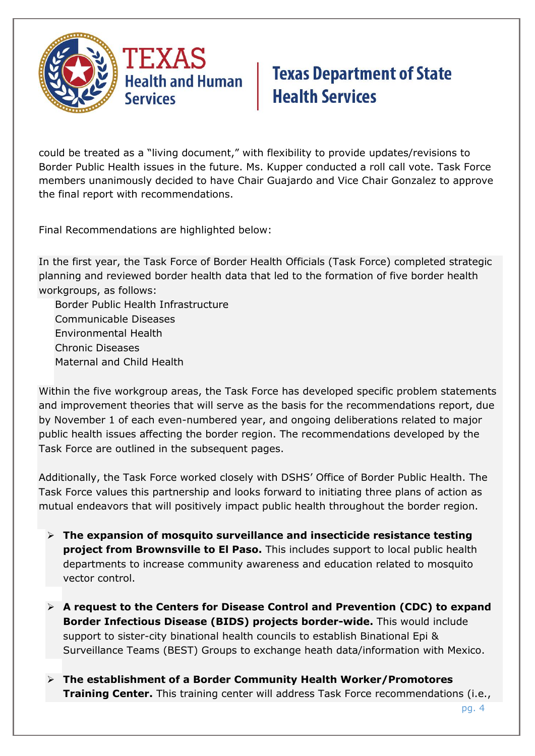could be treated as a "living document," with flexibility to provide updates/revisions to Border Public Health issues in the future. Ms. Kupper conducted a roll call vote. Task Force members unanimously decided to have Chair Guajardo and Vice Chair Gonzalez to approve the final report with recommendations.

Final Recommendations are highlighted below:

In the first year, the Task Force of Border Health Officials (Task Force) completed strategic planning and reviewed border health data that led to the formation of five border health workgroups, as follows:

- Border Public Health Infrastructure
- Communicable Diseases
- Environmental Health
- Chronic Diseases
- Maternal and Child Health

Within the five workgroup areas, the Task Force has developed specific problem statements and improvement theories that will serve as the basis for the recommendations report, due by November 1 of each even-numbered year, and ongoing deliberations related to major public health issues affecting the border region. The recommendations developed by the Task Force are outlined in the subsequent pages.

Additionally, the Task Force worked closely with DSHS' Office of Border Public Health. The Task Force values this partnership and looks forward to initiating three plans of action as mutual endeavors that will positively impact public health throughout the border region.

- **The expansion of mosquito surveillance and insecticide resistance testing project from Brownsville to El Paso.** This includes support to local public health departments to increase community awareness and education related to mosquito vector control.
- **A request to the Centers for Disease Control and Prevention (CDC) to expand Border Infectious Disease (BIDS) projects border-wide.** This would include support to sister-city binational health councils to establish Binational Epi & Surveillance Teams (BEST) Groups to exchange heath data/information with Mexico.
- **The establishment of a Border Community Health Worker/Promotores Training Center.** This training center will address Task Force recommendations (i.e.,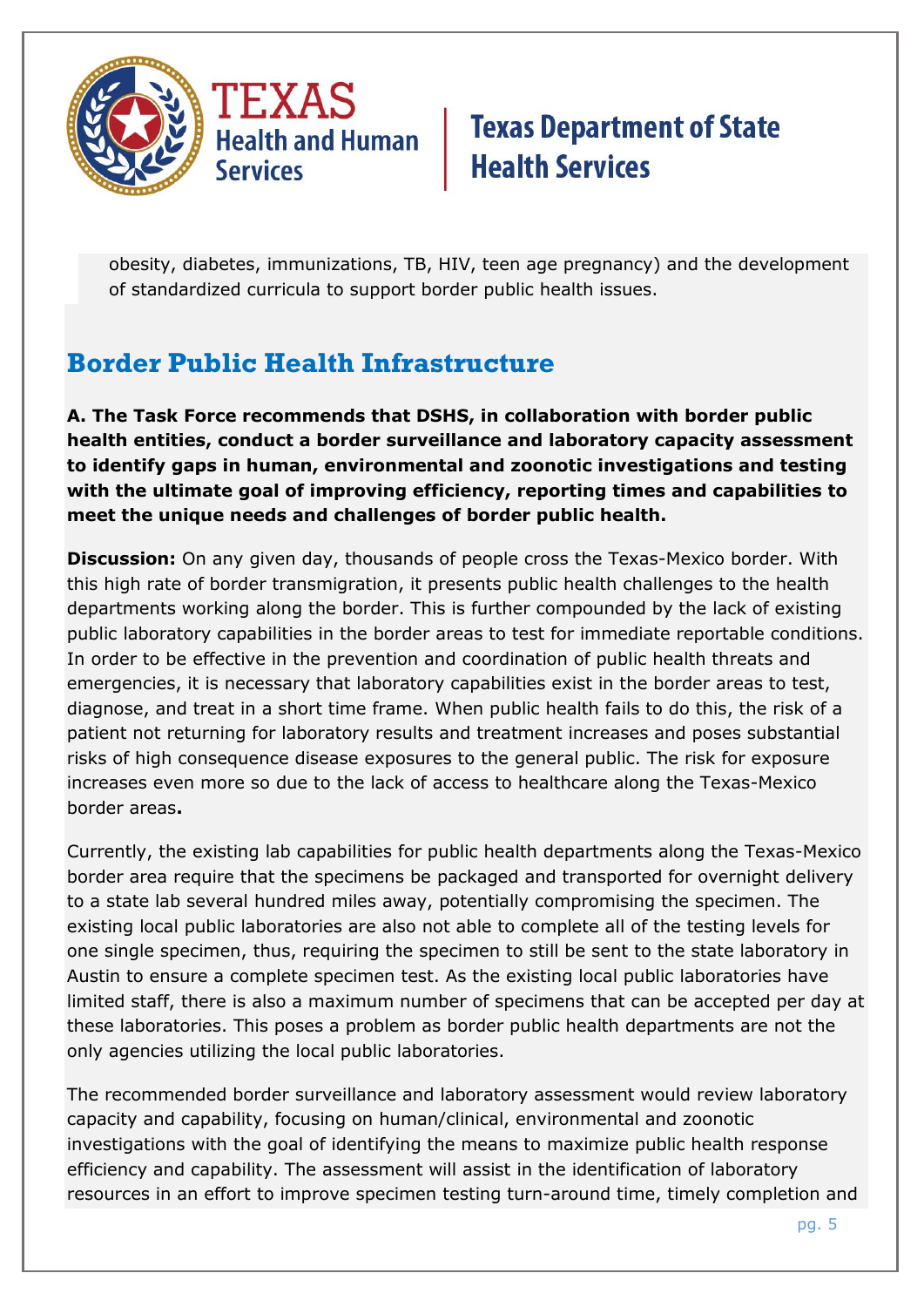obesity, diabetes, immunizations, TB, HIV, teen age pregnancy) and the development of standardized curricula to support border public health issues.

## Border Public Health Infrastructure

**A. The Task Force recommends that DSHS, in collaboration with border public health entities, conduct a border surveillance and laboratory capacity assessment to identify gaps in human, environmental and zoonotic investigations and testing with the ultimate goal of improving efficiency, reporting times and capabilities to meet the unique needs and challenges of border public health.**

**Discussion:** On any given day, thousands of people cross the Texas-Mexico border. With this high rate of border transmigration, it presents public health challenges to the health departments working along the border. This is further compounded by the lack of existing public laboratory capabilities in the border areas to test for immediate reportable conditions. In order to be effective in the prevention and coordination of public health threats and emergencies, it is necessary that laboratory capabilities exist in the border areas to test, diagnose, and treat in a short time frame. When public health fails to do this, the risk of a patient not returning for laboratory results and treatment increases and poses substantial risks of high consequence disease exposures to the general public. The risk for exposure increases even more so due to the lack of access to healthcare along the Texas-Mexico border areas**.**

Currently, the existing lab capabilities for public health departments along the Texas-Mexico border area require that the specimens be packaged and transported for overnight delivery to a state lab several hundred miles away, potentially compromising the specimen. The existing local public laboratories are also not able to complete all of the testing levels for one single specimen, thus, requiring the specimen to still be sent to the state laboratory in Austin to ensure a complete specimen test. As the existing local public laboratories have limited staff, there is also a maximum number of specimens that can be accepted per day at these laboratories. This poses a problem as border public health departments are not the only agencies utilizing the local public laboratories.

The recommended border surveillance and laboratory assessment would review laboratory capacity and capability, focusing on human/clinical, environmental and zoonotic investigations with the goal of identifying the means to maximize public health response efficiency and capability. The assessment will assist in the identification of laboratory resources in an effort to improve specimen testing turn-around time, timely completion and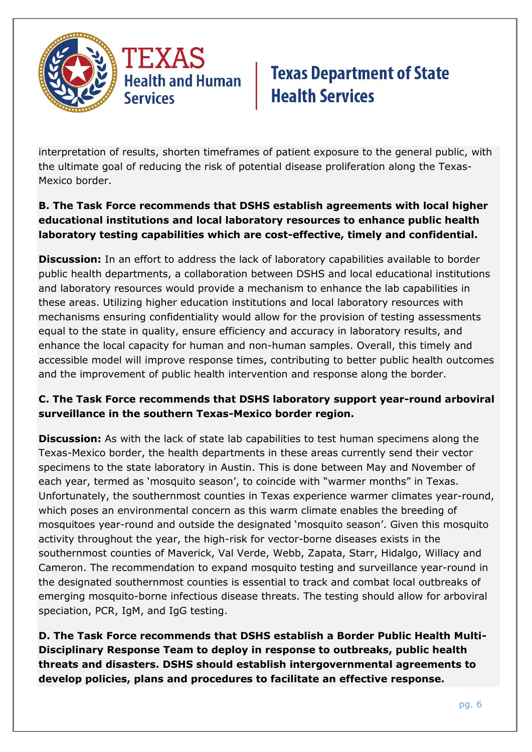interpretation of results, shorten timeframes of patient exposure to the general public, with the ultimate goal of reducing the risk of potential disease proliferation along the Texas-Mexico border.

**B. The Task Force recommends that DSHS establish agreements with local higher educational institutions and local laboratory resources to enhance public health laboratory testing capabilities which are cost-effective, timely and confidential.**

**Discussion:** In an effort to address the lack of laboratory capabilities available to border public health departments, a collaboration between DSHS and local educational institutions and laboratory resources would provide a mechanism to enhance the lab capabilities in these areas. Utilizing higher education institutions and local laboratory resources with mechanisms ensuring confidentiality would allow for the provision of testing assessments equal to the state in quality, ensure efficiency and accuracy in laboratory results, and enhance the local capacity for human and non-human samples. Overall, this timely and accessible model will improve response times, contributing to better public health outcomes and the improvement of public health intervention and response along the border.

**C. The Task Force recommends that DSHS laboratory support year-round arboviral surveillance in the southern Texas-Mexico border region.**

**Discussion:** As with the lack of state lab capabilities to test human specimens along the Texas-Mexico border, the health departments in these areas currently send their vector specimens to the state laboratory in Austin. This is done between May and November of each year, termed as 'mosquito season', to coincide with "warmer months" in Texas. Unfortunately, the southernmost counties in Texas experience warmer climates year-round, which poses an environmental concern as this warm climate enables the breeding of mosquitoes year-round and outside the designated 'mosquito season'. Given this mosquito activity throughout the year, the high-risk for vector-borne diseases exists in the southernmost counties of Maverick, Val Verde, Webb, Zapata, Starr, Hidalgo, Willacy and Cameron. The recommendation to expand mosquito testing and surveillance year-round in the designated southernmost counties is essential to track and combat local outbreaks of emerging mosquito-borne infectious disease threats. The testing should allow for arboviral speciation, PCR, IgM, and IgG testing.

**D. The Task Force recommends that DSHS establish a Border Public Health Multi-Disciplinary Response Team to deploy in response to outbreaks, public health threats and disasters. DSHS should establish intergovernmental agreements to develop policies, plans and procedures to facilitate an effective response.**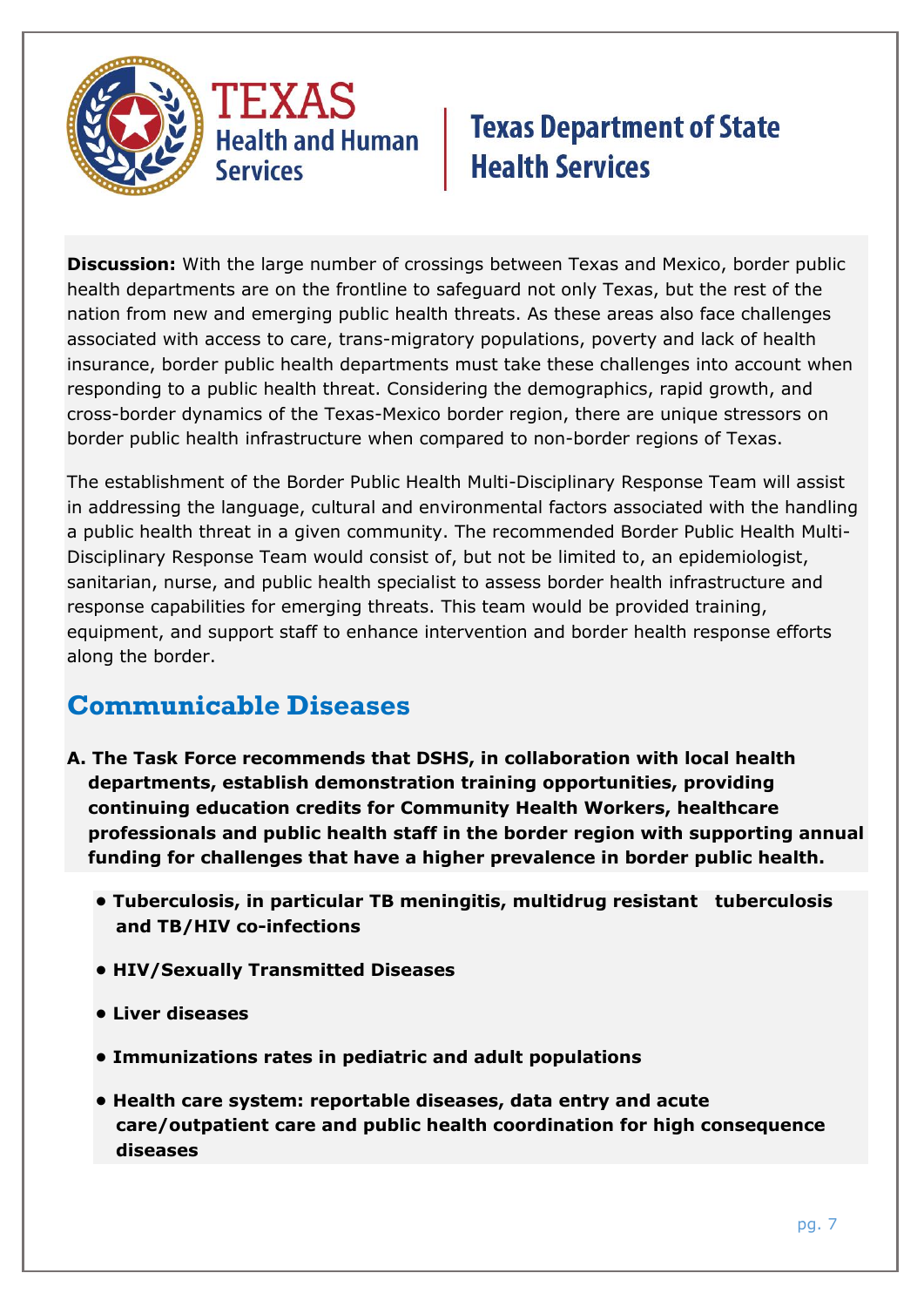**Discussion:** With the large number of crossings between Texas and Mexico, border public health departments are on the frontline to safeguard not only Texas, but the rest of the nation from new and emerging public health threats. As these areas also face challenges associated with access to care, trans-migratory populations, poverty and lack of health insurance, border public health departments must take these challenges into account when responding to a public health threat. Considering the demographics, rapid growth, and cross-border dynamics of the Texas-Mexico border region, there are unique stressors on border public health infrastructure when compared to non-border regions of Texas.

The establishment of the Border Public Health Multi-Disciplinary Response Team will assist in addressing the language, cultural and environmental factors associated with the handling a public health threat in a given community. The recommended Border Public Health Multi-Disciplinary Response Team would consist of, but not be limited to, an epidemiologist, sanitarian, nurse, and public health specialist to assess border health infrastructure and response capabilities for emerging threats. This team would be provided training, equipment, and support staff to enhance intervention and border health response efforts along the border.

## Communicable Diseases

**A. The Task Force recommends that DSHS, in collaboration with local health departments, establish demonstration training opportunities, providing continuing education credits for Community Health Workers, healthcare professionals and public health staff in the border region with supporting annual funding for challenges that have a higher prevalence in border public health.**

- **Tuberculosis, in particular TB meningitis, multidrug resistant tuberculosis and TB/HIV co-infections**
- **HIV/Sexually Transmitted Diseases**
- **Liver diseases**
- **Immunizations rates in pediatric and adult populations**
- **Health care system: reportable diseases, data entry and acute care/outpatient care and public health coordination for high consequence diseases**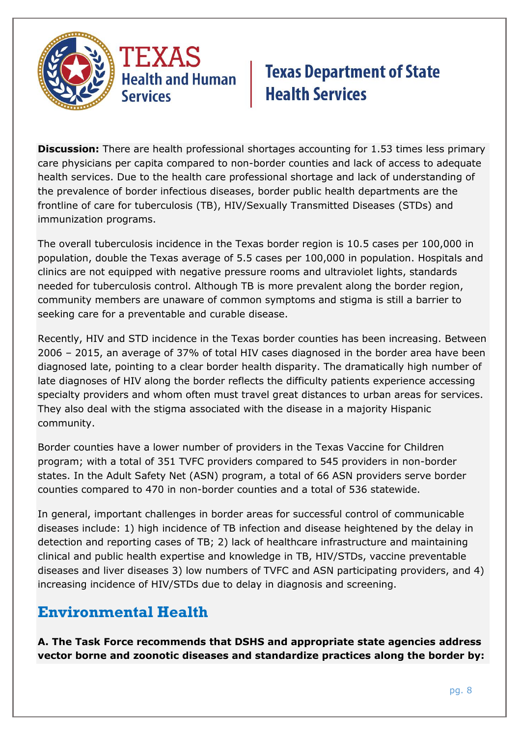**Discussion:** There are health professional shortages accounting for 1.53 times less primary care physicians per capita compared to non-border counties and lack of access to adequate health services. Due to the health care professional shortage and lack of understanding of the prevalence of border infectious diseases, border public health departments are the frontline of care for tuberculosis (TB), HIV/Sexually Transmitted Diseases (STDs) and immunization programs.

The overall tuberculosis incidence in the Texas border region is 10.5 cases per 100,000 in population, double the Texas average of 5.5 cases per 100,000 in population. Hospitals and clinics are not equipped with negative pressure rooms and ultraviolet lights, standards needed for tuberculosis control. Although TB is more prevalent along the border region, community members are unaware of common symptoms and stigma is still a barrier to seeking care for a preventable and curable disease.

Recently, HIV and STD incidence in the Texas border counties has been increasing. Between 2006 – 2015, an average of 37% of total HIV cases diagnosed in the border area have been diagnosed late, pointing to a clear border health disparity. The dramatically high number of late diagnoses of HIV along the border reflects the difficulty patients experience accessing specialty providers and whom often must travel great distances to urban areas for services. They also deal with the stigma associated with the disease in a majority Hispanic community.

Border counties have a lower number of providers in the Texas Vaccine for Children program; with a total of 351 TVFC providers compared to 545 providers in non-border states. In the Adult Safety Net (ASN) program, a total of 66 ASN providers serve border counties compared to 470 in non-border counties and a total of 536 statewide.

In general, important challenges in border areas for successful control of communicable diseases include: 1) high incidence of TB infection and disease heightened by the delay in detection and reporting cases of TB; 2) lack of healthcare infrastructure and maintaining clinical and public health expertise and knowledge in TB, HIV/STDs, vaccine preventable diseases and liver diseases 3) low numbers of TVFC and ASN participating providers, and 4) increasing incidence of HIV/STDs due to delay in diagnosis and screening.

## Environmental Health

**A. The Task Force recommends that DSHS and appropriate state agencies address vector borne and zoonotic diseases and standardize practices along the border by:**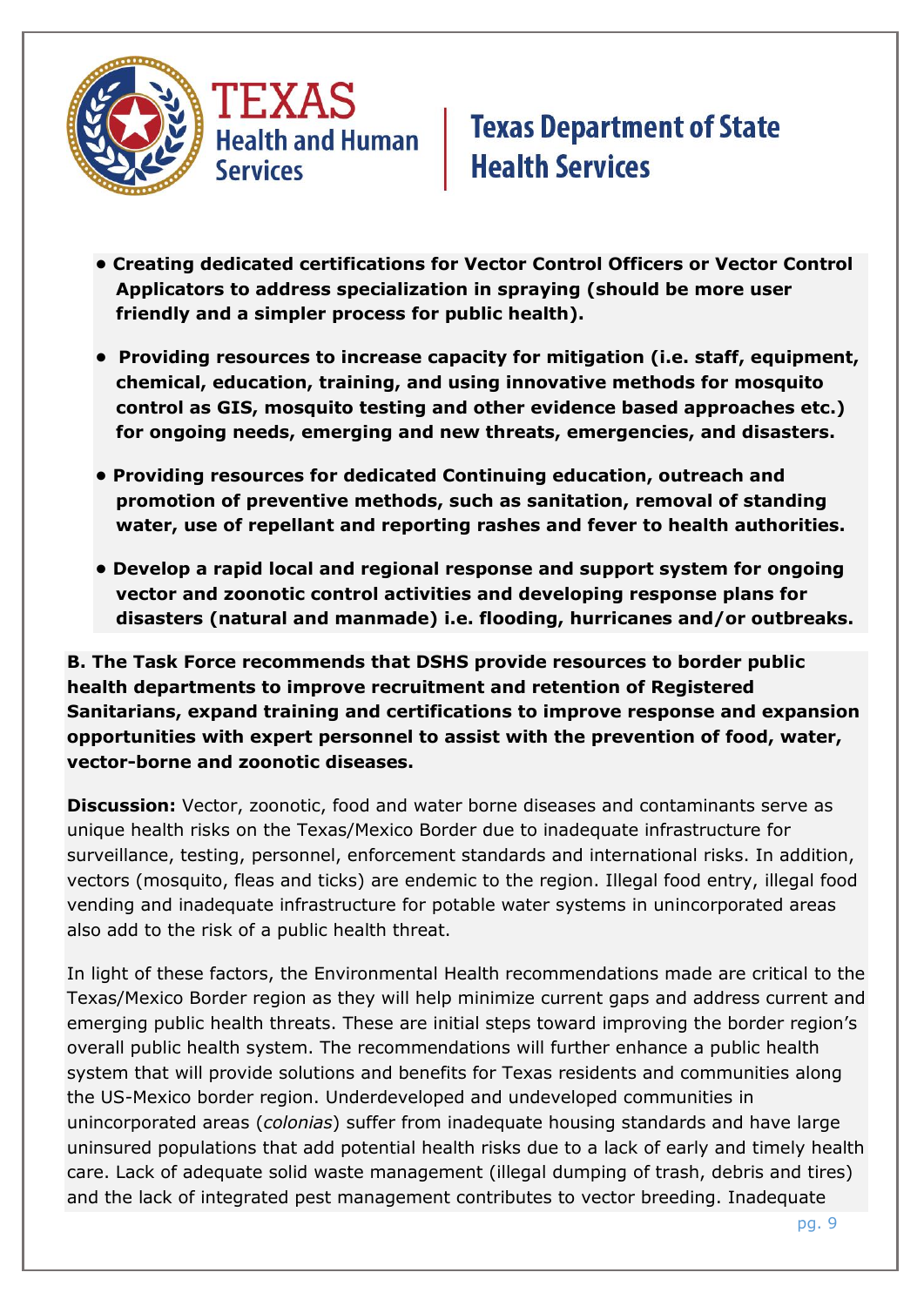- **Creating dedicated certifications for Vector Control Officers or Vector Control Applicators to address specialization in spraying (should be more user friendly and a simpler process for public health).**

- **Providing resources to increase capacity for mitigation (i.e. staff, equipment, chemical, education, training, and using innovative methods for mosquito control as GIS, mosquito testing and other evidence based approaches etc.) for ongoing needs, emerging and new threats, emergencies, and disasters.**

- **Providing resources for dedicated Continuing education, outreach and promotion of preventive methods, such as sanitation, removal of standing water, use of repellant and reporting rashes and fever to health authorities.**

- **Develop a rapid local and regional response and support system for ongoing vector and zoonotic control activities and developing response plans for disasters (natural and manmade) i.e. flooding, hurricanes and/or outbreaks.**

**B. The Task Force recommends that DSHS provide resources to border public health departments to improve recruitment and retention of Registered Sanitarians, expand training and certifications to improve response and expansion opportunities with expert personnel to assist with the prevention of food, water, vector-borne and zoonotic diseases.**

**Discussion:** Vector, zoonotic, food and water borne diseases and contaminants serve as unique health risks on the Texas/Mexico Border due to inadequate infrastructure for surveillance, testing, personnel, enforcement standards and international risks. In addition, vectors (mosquito, fleas and ticks) are endemic to the region. Illegal food entry, illegal food vending and inadequate infrastructure for potable water systems in unincorporated areas also add to the risk of a public health threat.

In light of these factors, the Environmental Health recommendations made are critical to the Texas/Mexico Border region as they will help minimize current gaps and address current and emerging public health threats. These are initial steps toward improving the border region's overall public health system. The recommendations will further enhance a public health system that will provide solutions and benefits for Texas residents and communities along the US-Mexico border region. Underdeveloped and undeveloped communities in unincorporated areas (*colonias*) suffer from inadequate housing standards and have large uninsured populations that add potential health risks due to a lack of early and timely health care. Lack of adequate solid waste management (illegal dumping of trash, debris and tires) and the lack of integrated pest management contributes to vector breeding. Inadequate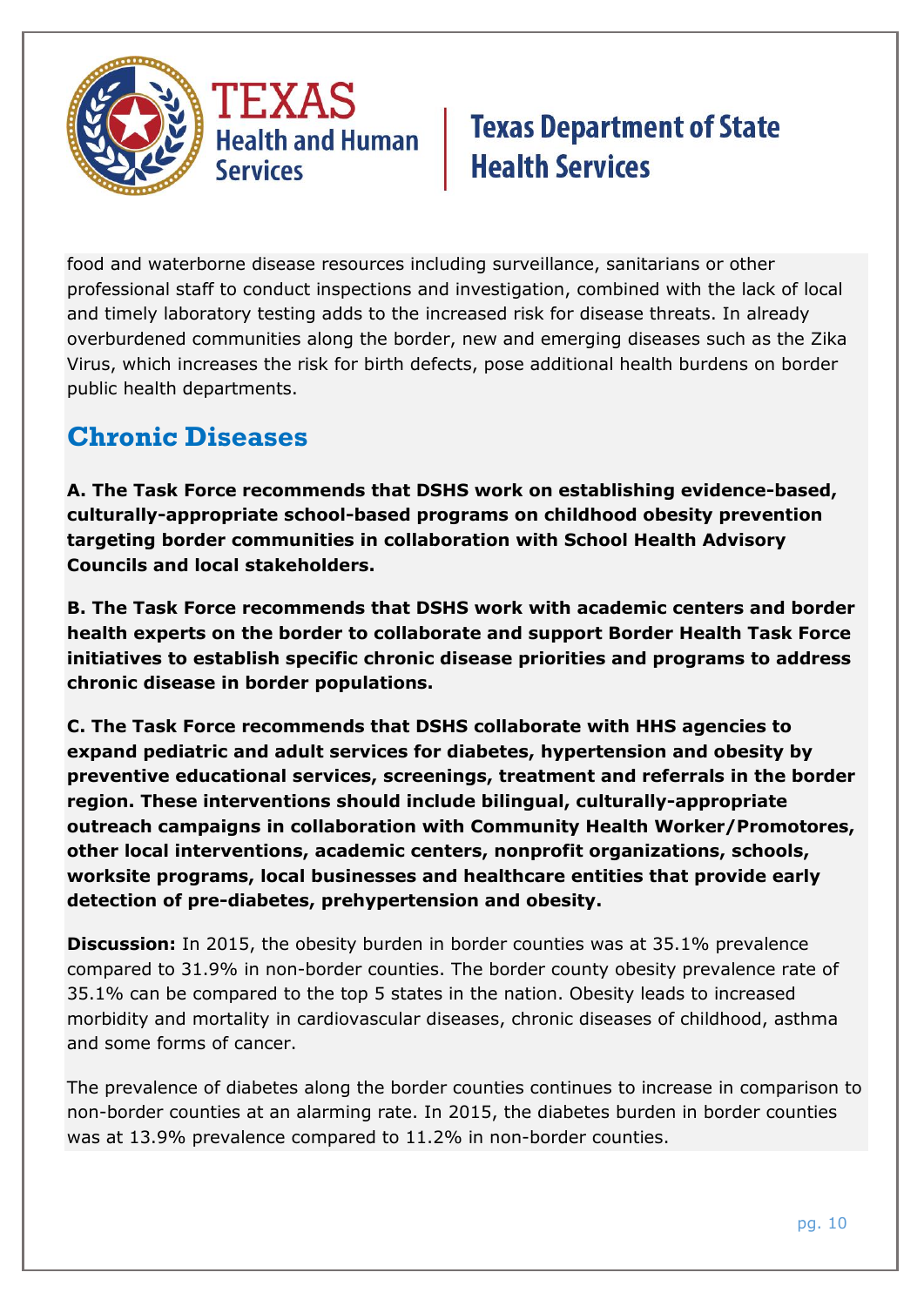food and waterborne disease resources including surveillance, sanitarians or other professional staff to conduct inspections and investigation, combined with the lack of local and timely laboratory testing adds to the increased risk for disease threats. In already overburdened communities along the border, new and emerging diseases such as the Zika Virus, which increases the risk for birth defects, pose additional health burdens on border public health departments.

## Chronic Diseases

**A. The Task Force recommends that DSHS work on establishing evidence-based, culturally-appropriate school-based programs on childhood obesity prevention targeting border communities in collaboration with School Health Advisory Councils and local stakeholders.**

**B. The Task Force recommends that DSHS work with academic centers and border health experts on the border to collaborate and support Border Health Task Force initiatives to establish specific chronic disease priorities and programs to address chronic disease in border populations.**

**C. The Task Force recommends that DSHS collaborate with HHS agencies to expand pediatric and adult services for diabetes, hypertension and obesity by preventive educational services, screenings, treatment and referrals in the border region. These interventions should include bilingual, culturally-appropriate outreach campaigns in collaboration with Community Health Worker/Promotores, other local interventions, academic centers, nonprofit organizations, schools, worksite programs, local businesses and healthcare entities that provide early detection of pre-diabetes, prehypertension and obesity.**

**Discussion:** In 2015, the obesity burden in border counties was at 35.1% prevalence compared to 31.9% in non-border counties. The border county obesity prevalence rate of 35.1% can be compared to the top 5 states in the nation. Obesity leads to increased morbidity and mortality in cardiovascular diseases, chronic diseases of childhood, asthma and some forms of cancer.

The prevalence of diabetes along the border counties continues to increase in comparison to non-border counties at an alarming rate. In 2015, the diabetes burden in border counties was at 13.9% prevalence compared to 11.2% in non-border counties.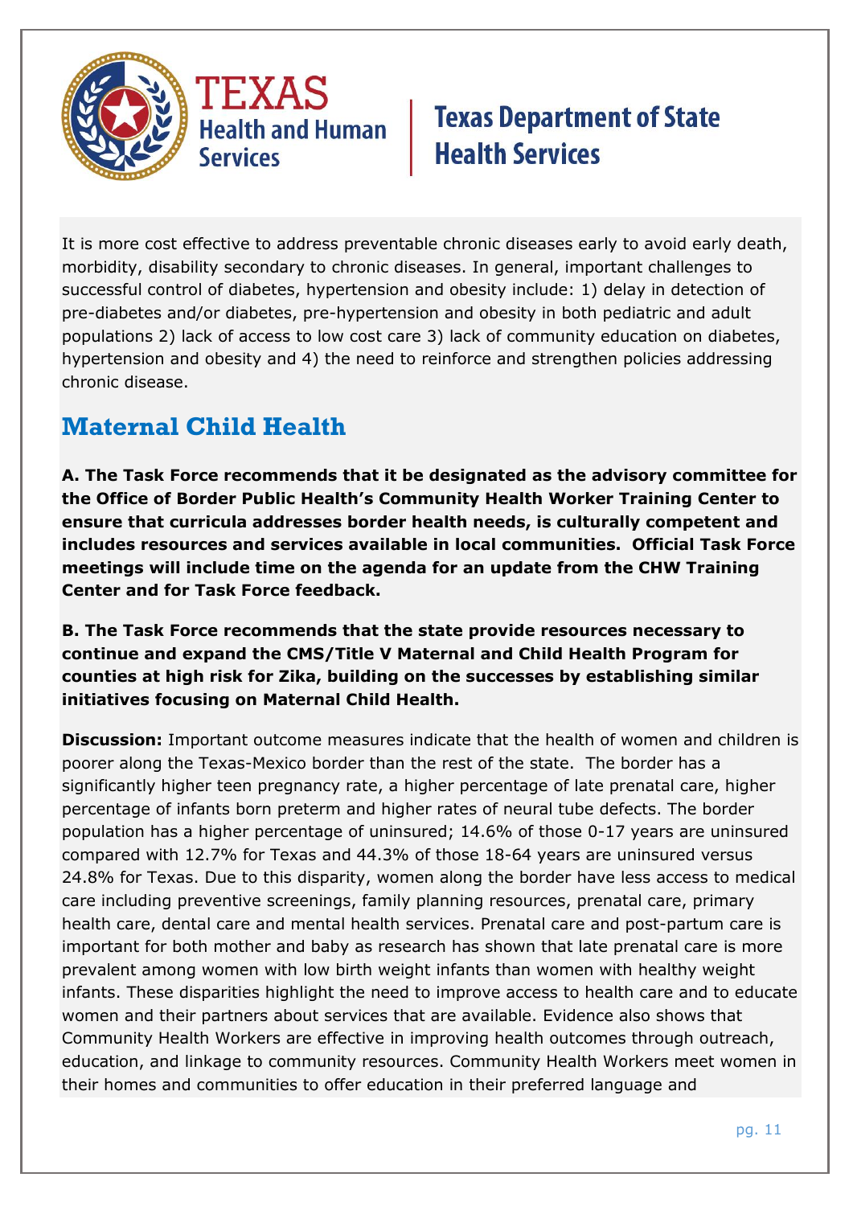It is more cost effective to address preventable chronic diseases early to avoid early death, morbidity, disability secondary to chronic diseases. In general, important challenges to successful control of diabetes, hypertension and obesity include: 1) delay in detection of pre-diabetes and/or diabetes, pre-hypertension and obesity in both pediatric and adult populations 2) lack of access to low cost care 3) lack of community education on diabetes, hypertension and obesity and 4) the need to reinforce and strengthen policies addressing chronic disease.

## Maternal Child Health

**A. The Task Force recommends that it be designated as the advisory committee for the Office of Border Public Health's Community Health Worker Training Center to ensure that curricula addresses border health needs, is culturally competent and includes resources and services available in local communities. Official Task Force meetings will include time on the agenda for an update from the CHW Training Center and for Task Force feedback.**

**B. The Task Force recommends that the state provide resources necessary to continue and expand the CMS/Title V Maternal and Child Health Program for counties at high risk for Zika, building on the successes by establishing similar initiatives focusing on Maternal Child Health.**

**Discussion:** Important outcome measures indicate that the health of women and children is poorer along the Texas-Mexico border than the rest of the state. The border has a significantly higher teen pregnancy rate, a higher percentage of late prenatal care, higher percentage of infants born preterm and higher rates of neural tube defects. The border population has a higher percentage of uninsured; 14.6% of those 0-17 years are uninsured compared with 12.7% for Texas and 44.3% of those 18-64 years are uninsured versus 24.8% for Texas. Due to this disparity, women along the border have less access to medical care including preventive screenings, family planning resources, prenatal care, primary health care, dental care and mental health services. Prenatal care and post-partum care is important for both mother and baby as research has shown that late prenatal care is more prevalent among women with low birth weight infants than women with healthy weight infants. These disparities highlight the need to improve access to health care and to educate women and their partners about services that are available. Evidence also shows that Community Health Workers are effective in improving health outcomes through outreach, education, and linkage to community resources. Community Health Workers meet women in their homes and communities to offer education in their preferred language and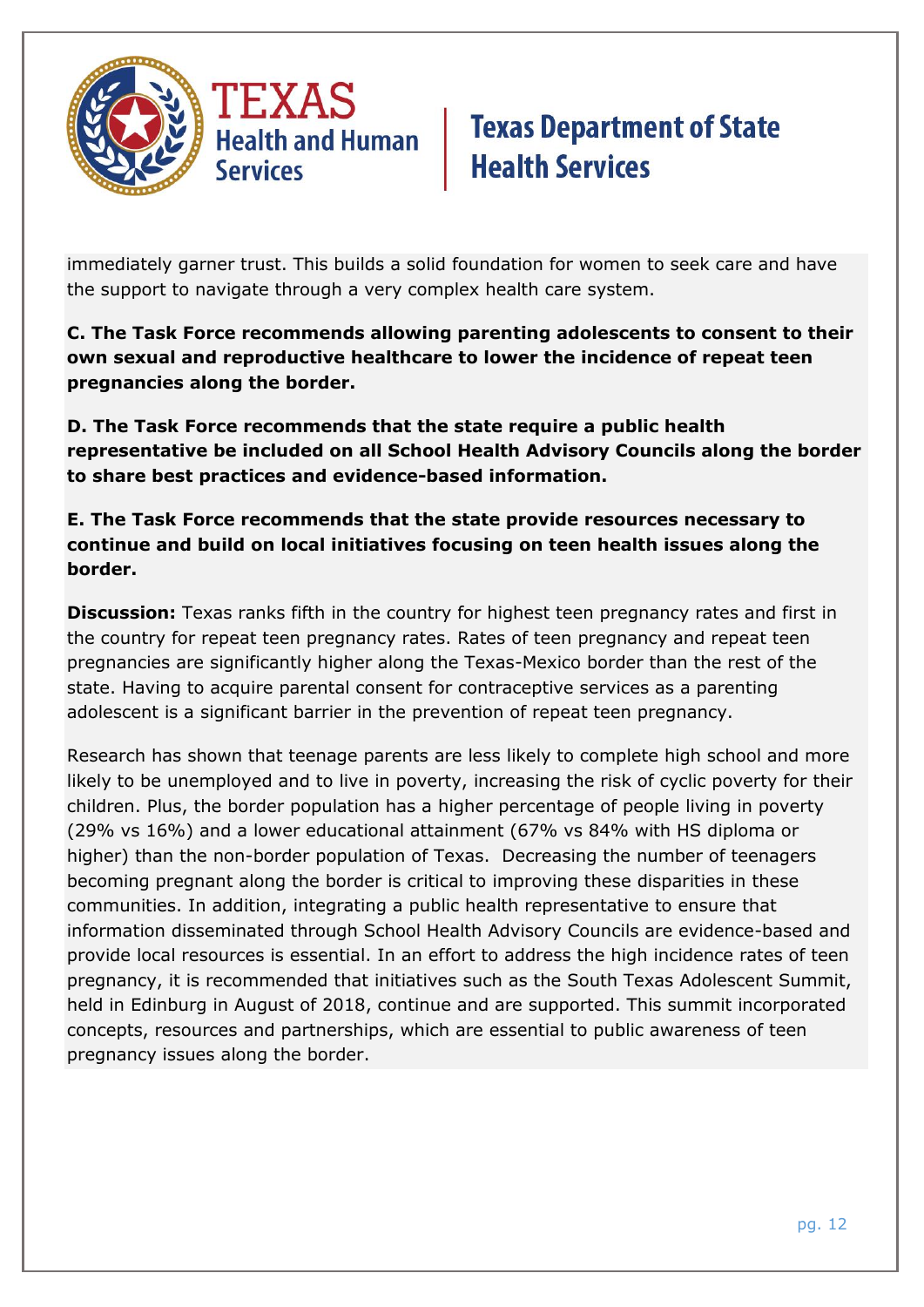immediately garner trust. This builds a solid foundation for women to seek care and have the support to navigate through a very complex health care system.

**C. The Task Force recommends allowing parenting adolescents to consent to their own sexual and reproductive healthcare to lower the incidence of repeat teen pregnancies along the border.**

**D. The Task Force recommends that the state require a public health representative be included on all School Health Advisory Councils along the border to share best practices and evidence-based information.**

**E. The Task Force recommends that the state provide resources necessary to continue and build on local initiatives focusing on teen health issues along the border.**

**Discussion:** Texas ranks fifth in the country for highest teen pregnancy rates and first in the country for repeat teen pregnancy rates. Rates of teen pregnancy and repeat teen pregnancies are significantly higher along the Texas-Mexico border than the rest of the state. Having to acquire parental consent for contraceptive services as a parenting adolescent is a significant barrier in the prevention of repeat teen pregnancy.

Research has shown that teenage parents are less likely to complete high school and more likely to be unemployed and to live in poverty, increasing the risk of cyclic poverty for their children. Plus, the border population has a higher percentage of people living in poverty (29% vs 16%) and a lower educational attainment (67% vs 84% with HS diploma or higher) than the non-border population of Texas. Decreasing the number of teenagers becoming pregnant along the border is critical to improving these disparities in these communities. In addition, integrating a public health representative to ensure that information disseminated through School Health Advisory Councils are evidence-based and provide local resources is essential. In an effort to address the high incidence rates of teen pregnancy, it is recommended that initiatives such as the South Texas Adolescent Summit, held in Edinburg in August of 2018, continue and are supported. This summit incorporated concepts, resources and partnerships, which are essential to public awareness of teen pregnancy issues along the border.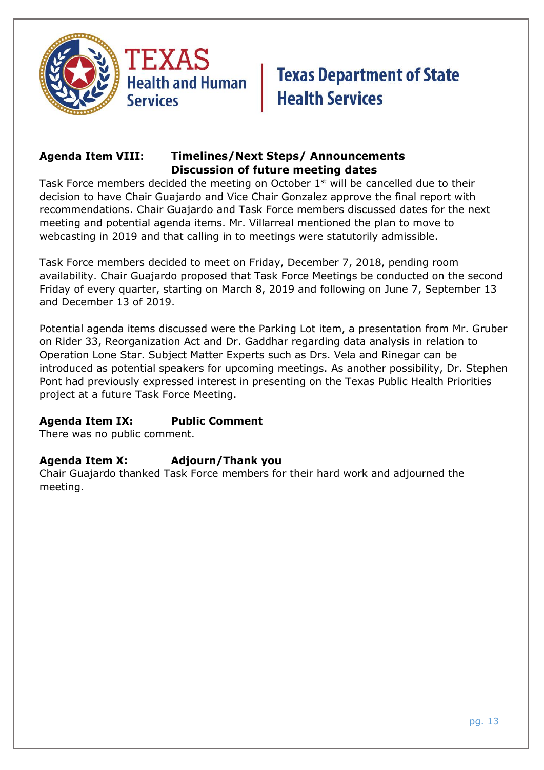Texas Health and Human Services | Texas Department of State Health Services

**Agenda Item VIII: Timelines/Next Steps/ Announcements Discussion of future meeting dates**

Task Force members decided the meeting on October 1st will be cancelled due to their decision to have Chair Guajardo and Vice Chair Gonzalez approve the final report with recommendations. Chair Guajardo and Task Force members discussed dates for the next meeting and potential agenda items. Mr. Villarreal mentioned the plan to move to webcasting in 2019 and that calling in to meetings were statutorily admissible.

Task Force members decided to meet on Friday, December 7, 2018, pending room availability. Chair Guajardo proposed that Task Force Meetings be conducted on the second Friday of every quarter, starting on March 8, 2019 and following on June 7, September 13 and December 13 of 2019.

Potential agenda items discussed were the Parking Lot item, a presentation from Mr. Gruber on Rider 33, Reorganization Act and Dr. Gaddhar regarding data analysis in relation to Operation Lone Star. Subject Matter Experts such as Drs. Vela and Rinegar can be introduced as potential speakers for upcoming meetings. As another possibility, Dr. Stephen Pont had previously expressed interest in presenting on the Texas Public Health Priorities project at a future Task Force Meeting.

**Agenda Item IX: Public Comment**

There was no public comment.

**Agenda Item X: Adjourn/Thank you**

Chair Guajardo thanked Task Force members for their hard work and adjourned the meeting.